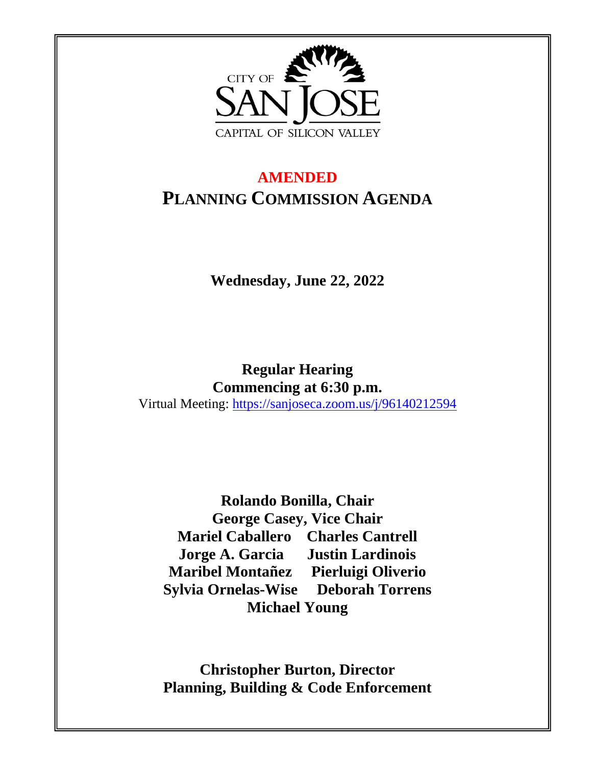CITY OF

SAN JOSE

CAPITAL OF SILICON VALLEY

**AMENDED**

# PLANNING COMMISSION AGENDA

**Wednesday, June 22, 2022**

**Regular Hearing**
**Commencing at 6:30 p.m.**
Virtual Meeting: https://sanjoseca.zoom.us/j/96140212594

**Rolando Bonilla, Chair**
**George Casey, Vice Chair**
**Mariel Caballero Charles Cantrell**
**Jorge A. Garcia Justin Lardinois**
**Maribel Montañez Pierluigi Oliverio**
**Sylvia Ornelas-Wise Deborah Torrens**
**Michael Young**

**Christopher Burton, Director**
**Planning, Building & Code Enforcement**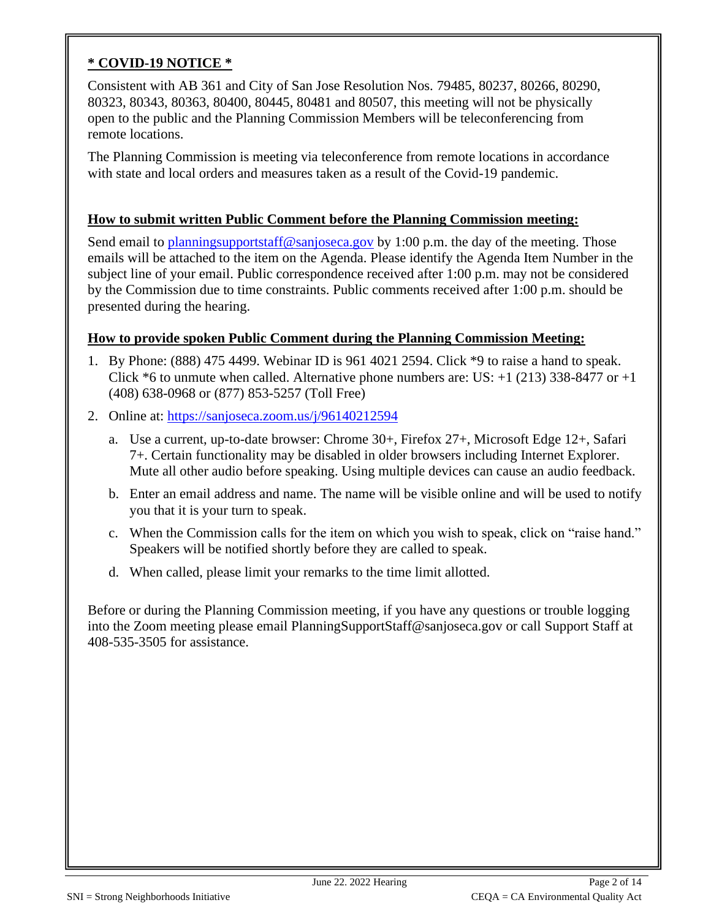**\* COVID-19 NOTICE \***

Consistent with AB 361 and City of San Jose Resolution Nos. 79485, 80237, 80266, 80290, 80323, 80343, 80363, 80400, 80445, 80481 and 80507, this meeting will not be physically open to the public and the Planning Commission Members will be teleconferencing from remote locations.

The Planning Commission is meeting via teleconference from remote locations in accordance with state and local orders and measures taken as a result of the Covid-19 pandemic.

**How to submit written Public Comment before the Planning Commission meeting:**

Send email to planningsupportstaff@sanjoseca.gov by 1:00 p.m. the day of the meeting. Those emails will be attached to the item on the Agenda. Please identify the Agenda Item Number in the subject line of your email. Public correspondence received after 1:00 p.m. may not be considered by the Commission due to time constraints. Public comments received after 1:00 p.m. should be presented during the hearing.

**How to provide spoken Public Comment during the Planning Commission Meeting:**

1. By Phone: (888) 475 4499. Webinar ID is 961 4021 2594. Click *9 to raise a hand to speak. Click *6 to unmute when called. Alternative phone numbers are: US: +1 (213) 338-8477 or +1 (408) 638-0968 or (877) 853-5257 (Toll Free)
2. Online at: https://sanjoseca.zoom.us/j/96140212594
   a. Use a current, up-to-date browser: Chrome 30+, Firefox 27+, Microsoft Edge 12+, Safari 7+. Certain functionality may be disabled in older browsers including Internet Explorer. Mute all other audio before speaking. Using multiple devices can cause an audio feedback.
   b. Enter an email address and name. The name will be visible online and will be used to notify you that it is your turn to speak.
   c. When the Commission calls for the item on which you wish to speak, click on "raise hand." Speakers will be notified shortly before they are called to speak.
   d. When called, please limit your remarks to the time limit allotted.

Before or during the Planning Commission meeting, if you have any questions or trouble logging into the Zoom meeting please email PlanningSupportStaff@sanjoseca.gov or call Support Staff at 408-535-3505 for assistance.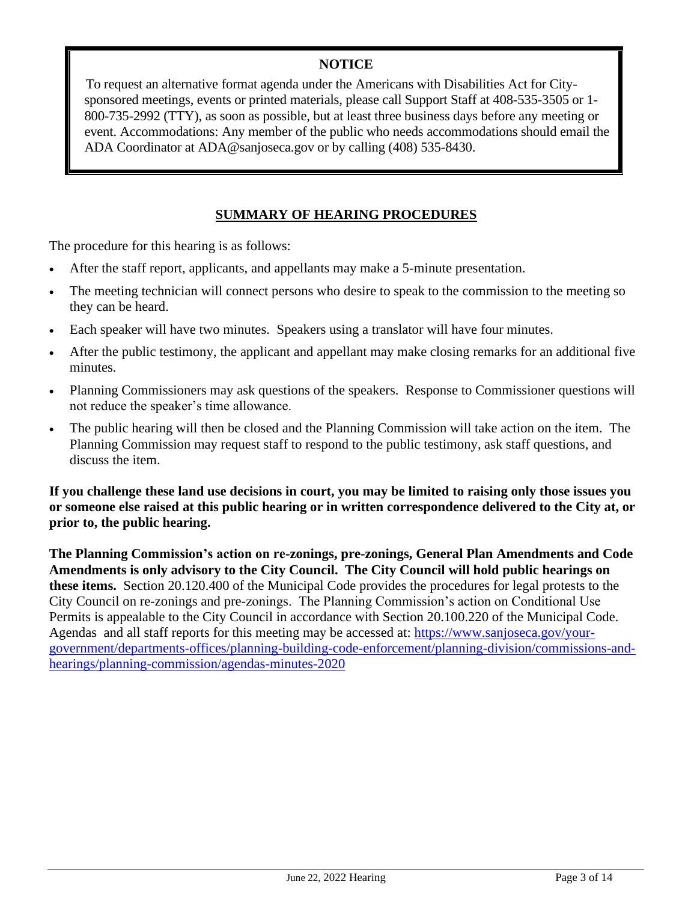**NOTICE**

To request an alternative format agenda under the Americans with Disabilities Act for City-sponsored meetings, events or printed materials, please call Support Staff at 408-535-3505 or 1-800-735-2992 (TTY), as soon as possible, but at least three business days before any meeting or event. Accommodations: Any member of the public who needs accommodations should email the ADA Coordinator at ADA@sanjoseca.gov or by calling (408) 535-8430.

## SUMMARY OF HEARING PROCEDURES

The procedure for this hearing is as follows:

- After the staff report, applicants, and appellants may make a 5-minute presentation.
- The meeting technician will connect persons who desire to speak to the commission to the meeting so they can be heard.
- Each speaker will have two minutes. Speakers using a translator will have four minutes.
- After the public testimony, the applicant and appellant may make closing remarks for an additional five minutes.
- Planning Commissioners may ask questions of the speakers. Response to Commissioner questions will not reduce the speaker's time allowance.
- The public hearing will then be closed and the Planning Commission will take action on the item. The Planning Commission may request staff to respond to the public testimony, ask staff questions, and discuss the item.

**If you challenge these land use decisions in court, you may be limited to raising only those issues you or someone else raised at this public hearing or in written correspondence delivered to the City at, or prior to, the public hearing.**

**The Planning Commission's action on re-zonings, pre-zonings, General Plan Amendments and Code Amendments is only advisory to the City Council. The City Council will hold public hearings on these items.** Section 20.120.400 of the Municipal Code provides the procedures for legal protests to the City Council on re-zonings and pre-zonings. The Planning Commission's action on Conditional Use Permits is appealable to the City Council in accordance with Section 20.100.220 of the Municipal Code. Agendas and all staff reports for this meeting may be accessed at: [https://www.sanjoseca.gov/your-government/departments-offices/planning-building-code-enforcement/planning-division/commissions-and-hearings/planning-commission/agendas-minutes-2020](https://www.sanjoseca.gov/your-government/departments-offices/planning-building-code-enforcement/planning-division/commissions-and-hearings/planning-commission/agendas-minutes-2020)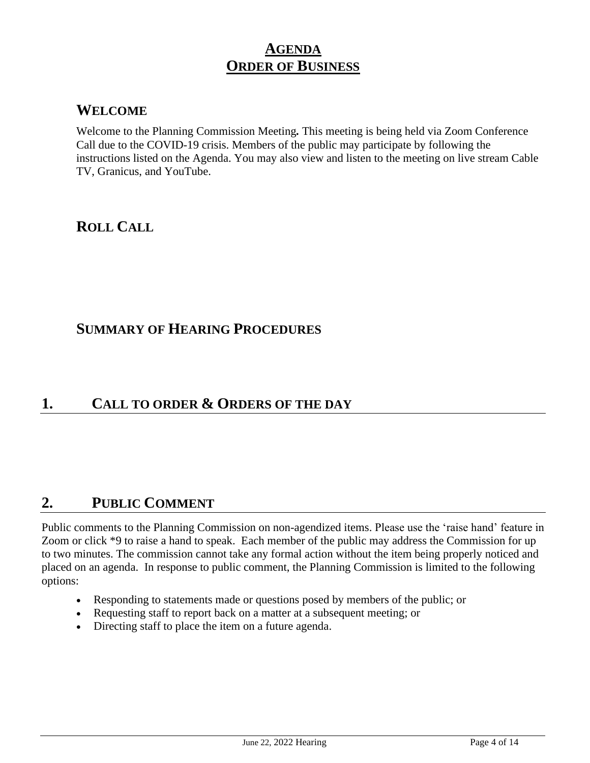# AGENDA
# ORDER OF BUSINESS

## WELCOME

Welcome to the Planning Commission Meeting**.** This meeting is being held via Zoom Conference Call due to the COVID-19 crisis. Members of the public may participate by following the instructions listed on the Agenda. You may also view and listen to the meeting on live stream Cable TV, Granicus, and YouTube.

## ROLL CALL

## SUMMARY OF HEARING PROCEDURES

## 1. CALL TO ORDER & ORDERS OF THE DAY

## 2. PUBLIC COMMENT

Public comments to the Planning Commission on non-agendized items. Please use the 'raise hand' feature in Zoom or click *9 to raise a hand to speak. Each member of the public may address the Commission for up to two minutes. The commission cannot take any formal action without the item being properly noticed and placed on an agenda. In response to public comment, the Planning Commission is limited to the following options:

- Responding to statements made or questions posed by members of the public; or
- Requesting staff to report back on a matter at a subsequent meeting; or
- Directing staff to place the item on a future agenda.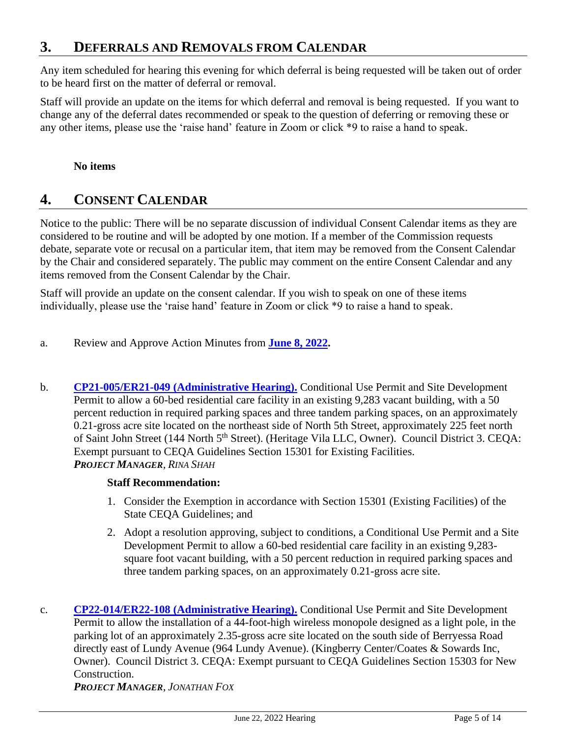## 3. DEFERRALS AND REMOVALS FROM CALENDAR

Any item scheduled for hearing this evening for which deferral is being requested will be taken out of order to be heard first on the matter of deferral or removal.

Staff will provide an update on the items for which deferral and removal is being requested. If you want to change any of the deferral dates recommended or speak to the question of deferring or removing these or any other items, please use the 'raise hand' feature in Zoom or click *9 to raise a hand to speak.

**No items**

## 4. CONSENT CALENDAR

Notice to the public: There will be no separate discussion of individual Consent Calendar items as they are considered to be routine and will be adopted by one motion. If a member of the Commission requests debate, separate vote or recusal on a particular item, that item may be removed from the Consent Calendar by the Chair and considered separately. The public may comment on the entire Consent Calendar and any items removed from the Consent Calendar by the Chair.

Staff will provide an update on the consent calendar. If you wish to speak on one of these items individually, please use the 'raise hand' feature in Zoom or click *9 to raise a hand to speak.

a. Review and Approve Action Minutes from **June 8, 2022.**

b. **CP21-005/ER21-049 (Administrative Hearing).** Conditional Use Permit and Site Development Permit to allow a 60-bed residential care facility in an existing 9,283 vacant building, with a 50 percent reduction in required parking spaces and three tandem parking spaces, on an approximately 0.21-gross acre site located on the northeast side of North 5th Street, approximately 225 feet north of Saint John Street (144 North 5th Street). (Heritage Vila LLC, Owner). Council District 3. CEQA: Exempt pursuant to CEQA Guidelines Section 15301 for Existing Facilities.
***PROJECT MANAGER**, RINA SHAH*

**Staff Recommendation:**

1. Consider the Exemption in accordance with Section 15301 (Existing Facilities) of the State CEQA Guidelines; and
2. Adopt a resolution approving, subject to conditions, a Conditional Use Permit and a Site Development Permit to allow a 60-bed residential care facility in an existing 9,283-square foot vacant building, with a 50 percent reduction in required parking spaces and three tandem parking spaces, on an approximately 0.21-gross acre site.

c. **CP22-014/ER22-108 (Administrative Hearing).** Conditional Use Permit and Site Development Permit to allow the installation of a 44-foot-high wireless monopole designed as a light pole, in the parking lot of an approximately 2.35-gross acre site located on the south side of Berryessa Road directly east of Lundy Avenue (964 Lundy Avenue). (Kingberry Center/Coates & Sowards Inc, Owner). Council District 3. CEQA: Exempt pursuant to CEQA Guidelines Section 15303 for New Construction.
***PROJECT MANAGER**, JONATHAN FOX*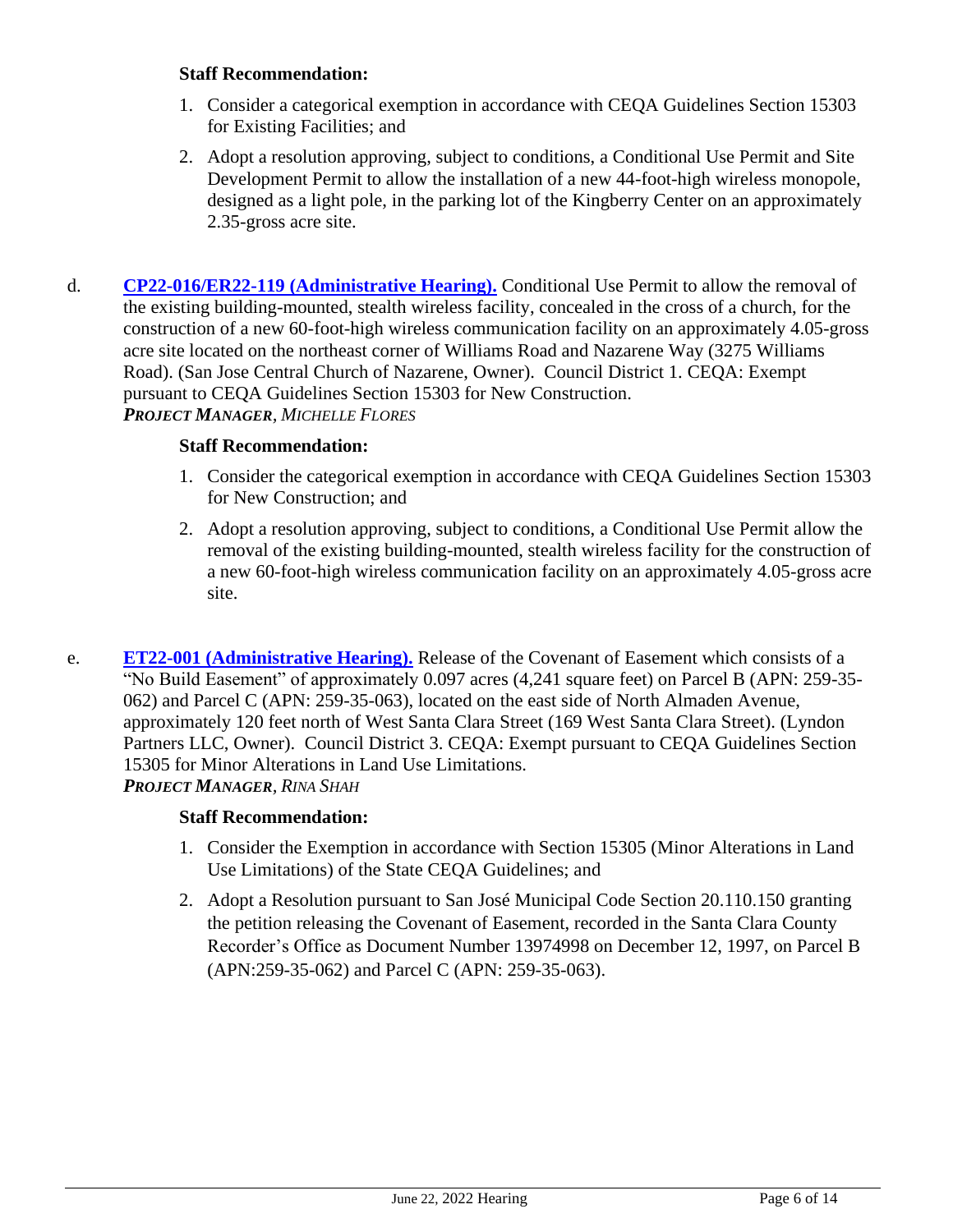**Staff Recommendation:**

1. Consider a categorical exemption in accordance with CEQA Guidelines Section 15303 for Existing Facilities; and
2. Adopt a resolution approving, subject to conditions, a Conditional Use Permit and Site Development Permit to allow the installation of a new 44-foot-high wireless monopole, designed as a light pole, in the parking lot of the Kingberry Center on an approximately 2.35-gross acre site.

d. **CP22-016/ER22-119 (Administrative Hearing).** Conditional Use Permit to allow the removal of the existing building-mounted, stealth wireless facility, concealed in the cross of a church, for the construction of a new 60-foot-high wireless communication facility on an approximately 4.05-gross acre site located on the northeast corner of Williams Road and Nazarene Way (3275 Williams Road). (San Jose Central Church of Nazarene, Owner). Council District 1. CEQA: Exempt pursuant to CEQA Guidelines Section 15303 for New Construction.
***PROJECT MANAGER**, MICHELLE FLORES*

**Staff Recommendation:**

1. Consider the categorical exemption in accordance with CEQA Guidelines Section 15303 for New Construction; and
2. Adopt a resolution approving, subject to conditions, a Conditional Use Permit allow the removal of the existing building-mounted, stealth wireless facility for the construction of a new 60-foot-high wireless communication facility on an approximately 4.05-gross acre site.

e. **ET22-001 (Administrative Hearing).** Release of the Covenant of Easement which consists of a "No Build Easement" of approximately 0.097 acres (4,241 square feet) on Parcel B (APN: 259-35-062) and Parcel C (APN: 259-35-063), located on the east side of North Almaden Avenue, approximately 120 feet north of West Santa Clara Street (169 West Santa Clara Street). (Lyndon Partners LLC, Owner). Council District 3. CEQA: Exempt pursuant to CEQA Guidelines Section 15305 for Minor Alterations in Land Use Limitations.
***PROJECT MANAGER**, RINA SHAH*

**Staff Recommendation:**

1. Consider the Exemption in accordance with Section 15305 (Minor Alterations in Land Use Limitations) of the State CEQA Guidelines; and
2. Adopt a Resolution pursuant to San José Municipal Code Section 20.110.150 granting the petition releasing the Covenant of Easement, recorded in the Santa Clara County Recorder's Office as Document Number 13974998 on December 12, 1997, on Parcel B (APN:259-35-062) and Parcel C (APN: 259-35-063).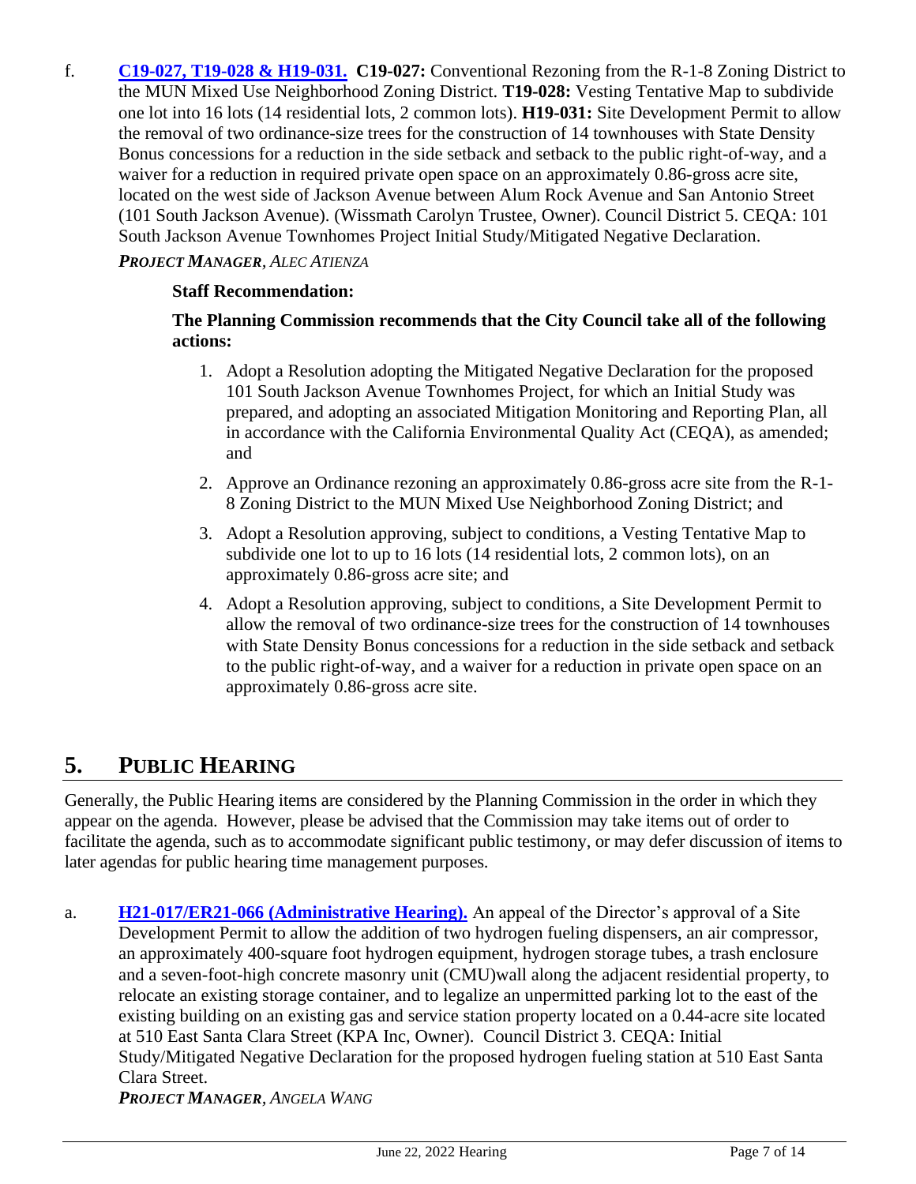f. **C19-027, T19-028 & H19-031.** **C19-027:** Conventional Rezoning from the R-1-8 Zoning District to the MUN Mixed Use Neighborhood Zoning District. **T19-028:** Vesting Tentative Map to subdivide one lot into 16 lots (14 residential lots, 2 common lots). **H19-031:** Site Development Permit to allow the removal of two ordinance-size trees for the construction of 14 townhouses with State Density Bonus concessions for a reduction in the side setback and setback to the public right-of-way, and a waiver for a reduction in required private open space on an approximately 0.86-gross acre site, located on the west side of Jackson Avenue between Alum Rock Avenue and San Antonio Street (101 South Jackson Avenue). (Wissmath Carolyn Trustee, Owner). Council District 5. CEQA: 101 South Jackson Avenue Townhomes Project Initial Study/Mitigated Negative Declaration.

***PROJECT MANAGER**, ALEC ATIENZA*

**Staff Recommendation:**

**The Planning Commission recommends that the City Council take all of the following actions:**

1. Adopt a Resolution adopting the Mitigated Negative Declaration for the proposed 101 South Jackson Avenue Townhomes Project, for which an Initial Study was prepared, and adopting an associated Mitigation Monitoring and Reporting Plan, all in accordance with the California Environmental Quality Act (CEQA), as amended; and
2. Approve an Ordinance rezoning an approximately 0.86-gross acre site from the R-1-8 Zoning District to the MUN Mixed Use Neighborhood Zoning District; and
3. Adopt a Resolution approving, subject to conditions, a Vesting Tentative Map to subdivide one lot to up to 16 lots (14 residential lots, 2 common lots), on an approximately 0.86-gross acre site; and
4. Adopt a Resolution approving, subject to conditions, a Site Development Permit to allow the removal of two ordinance-size trees for the construction of 14 townhouses with State Density Bonus concessions for a reduction in the side setback and setback to the public right-of-way, and a waiver for a reduction in private open space on an approximately 0.86-gross acre site.

## 5. PUBLIC HEARING

Generally, the Public Hearing items are considered by the Planning Commission in the order in which they appear on the agenda. However, please be advised that the Commission may take items out of order to facilitate the agenda, such as to accommodate significant public testimony, or may defer discussion of items to later agendas for public hearing time management purposes.

a. **H21-017/ER21-066 (Administrative Hearing).** An appeal of the Director's approval of a Site Development Permit to allow the addition of two hydrogen fueling dispensers, an air compressor, an approximately 400-square foot hydrogen equipment, hydrogen storage tubes, a trash enclosure and a seven-foot-high concrete masonry unit (CMU)wall along the adjacent residential property, to relocate an existing storage container, and to legalize an unpermitted parking lot to the east of the existing building on an existing gas and service station property located on a 0.44-acre site located at 510 East Santa Clara Street (KPA Inc, Owner). Council District 3. CEQA: Initial Study/Mitigated Negative Declaration for the proposed hydrogen fueling station at 510 East Santa Clara Street.

***PROJECT MANAGER**, ANGELA WANG*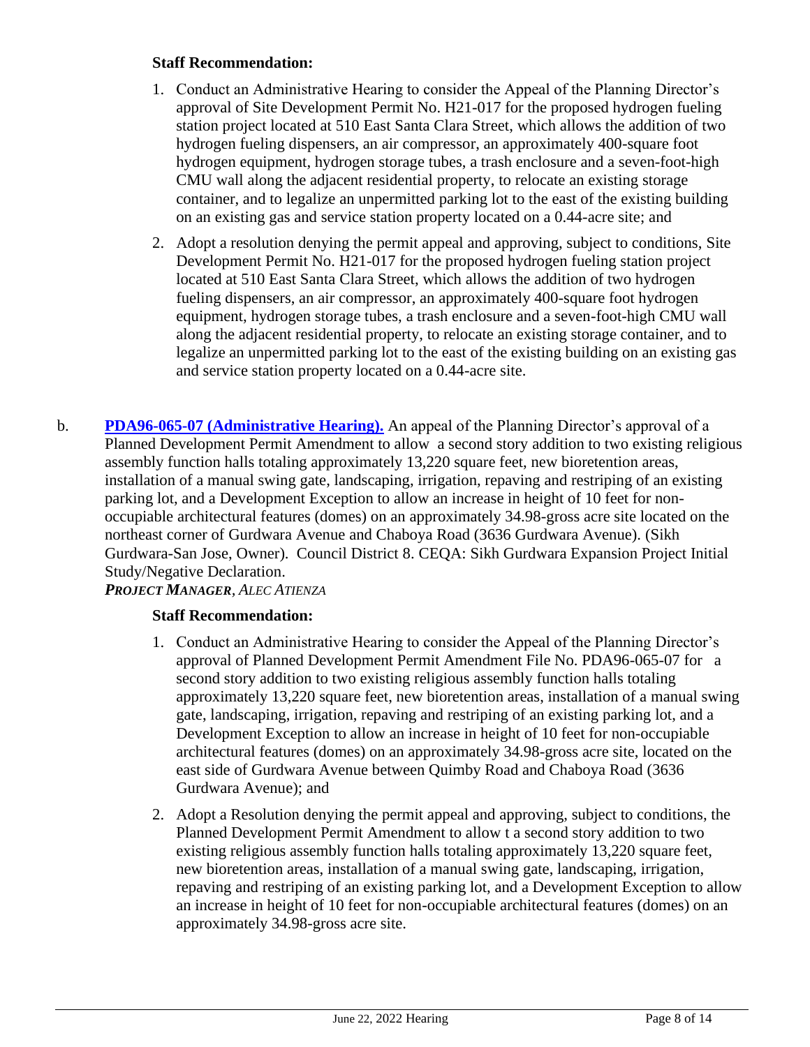**Staff Recommendation:**

1. Conduct an Administrative Hearing to consider the Appeal of the Planning Director's approval of Site Development Permit No. H21-017 for the proposed hydrogen fueling station project located at 510 East Santa Clara Street, which allows the addition of two hydrogen fueling dispensers, an air compressor, an approximately 400-square foot hydrogen equipment, hydrogen storage tubes, a trash enclosure and a seven-foot-high CMU wall along the adjacent residential property, to relocate an existing storage container, and to legalize an unpermitted parking lot to the east of the existing building on an existing gas and service station property located on a 0.44-acre site; and

2. Adopt a resolution denying the permit appeal and approving, subject to conditions, Site Development Permit No. H21-017 for the proposed hydrogen fueling station project located at 510 East Santa Clara Street, which allows the addition of two hydrogen fueling dispensers, an air compressor, an approximately 400-square foot hydrogen equipment, hydrogen storage tubes, a trash enclosure and a seven-foot-high CMU wall along the adjacent residential property, to relocate an existing storage container, and to legalize an unpermitted parking lot to the east of the existing building on an existing gas and service station property located on a 0.44-acre site.

b. **PDA96-065-07 (Administrative Hearing).** An appeal of the Planning Director's approval of a Planned Development Permit Amendment to allow a second story addition to two existing religious assembly function halls totaling approximately 13,220 square feet, new bioretention areas, installation of a manual swing gate, landscaping, irrigation, repaving and restriping of an existing parking lot, and a Development Exception to allow an increase in height of 10 feet for non-occupiable architectural features (domes) on an approximately 34.98-gross acre site located on the northeast corner of Gurdwara Avenue and Chaboya Road (3636 Gurdwara Avenue). (Sikh Gurdwara-San Jose, Owner). Council District 8. CEQA: Sikh Gurdwara Expansion Project Initial Study/Negative Declaration.
***PROJECT MANAGER**, ALEC ATIENZA*

**Staff Recommendation:**

1. Conduct an Administrative Hearing to consider the Appeal of the Planning Director's approval of Planned Development Permit Amendment File No. PDA96-065-07 for a second story addition to two existing religious assembly function halls totaling approximately 13,220 square feet, new bioretention areas, installation of a manual swing gate, landscaping, irrigation, repaving and restriping of an existing parking lot, and a Development Exception to allow an increase in height of 10 feet for non-occupiable architectural features (domes) on an approximately 34.98-gross acre site, located on the east side of Gurdwara Avenue between Quimby Road and Chaboya Road (3636 Gurdwara Avenue); and

2. Adopt a Resolution denying the permit appeal and approving, subject to conditions, the Planned Development Permit Amendment to allow t a second story addition to two existing religious assembly function halls totaling approximately 13,220 square feet, new bioretention areas, installation of a manual swing gate, landscaping, irrigation, repaving and restriping of an existing parking lot, and a Development Exception to allow an increase in height of 10 feet for non-occupiable architectural features (domes) on an approximately 34.98-gross acre site.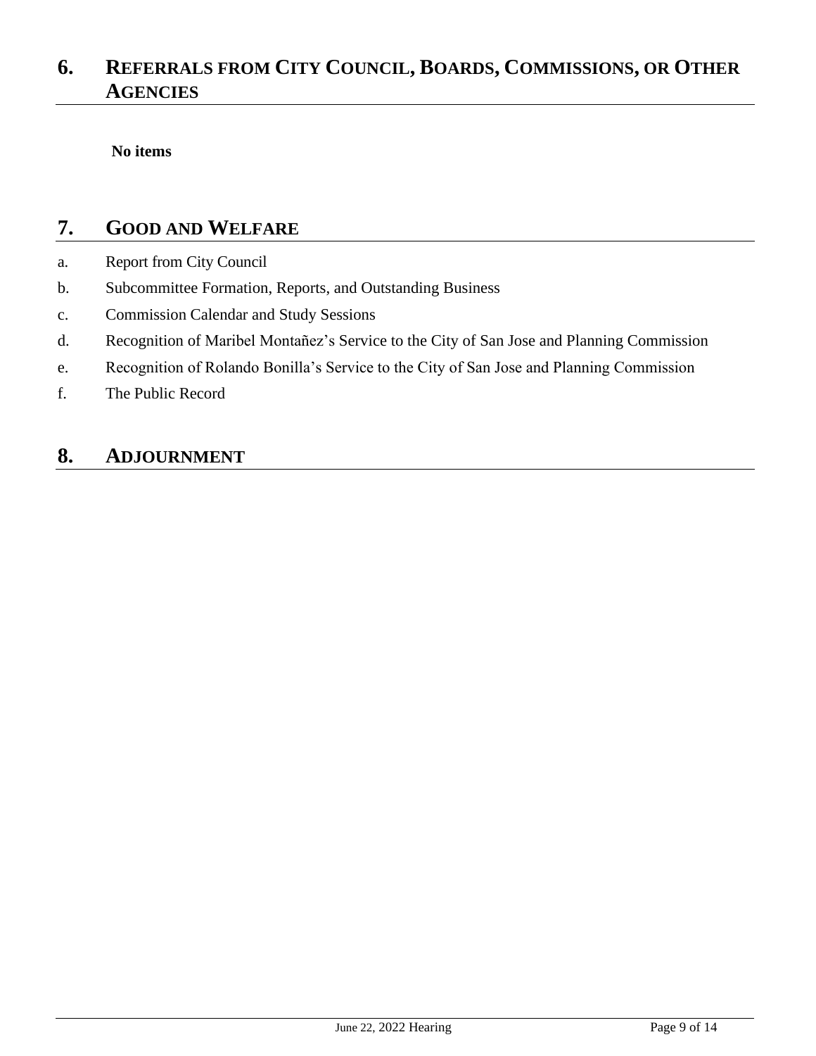## 6. REFERRALS FROM CITY COUNCIL, BOARDS, COMMISSIONS, OR OTHER AGENCIES

**No items**

## 7. GOOD AND WELFARE

a. Report from City Council

b. Subcommittee Formation, Reports, and Outstanding Business

c. Commission Calendar and Study Sessions

d. Recognition of Maribel Montañez's Service to the City of San Jose and Planning Commission

e. Recognition of Rolando Bonilla's Service to the City of San Jose and Planning Commission

f. The Public Record

## 8. ADJOURNMENT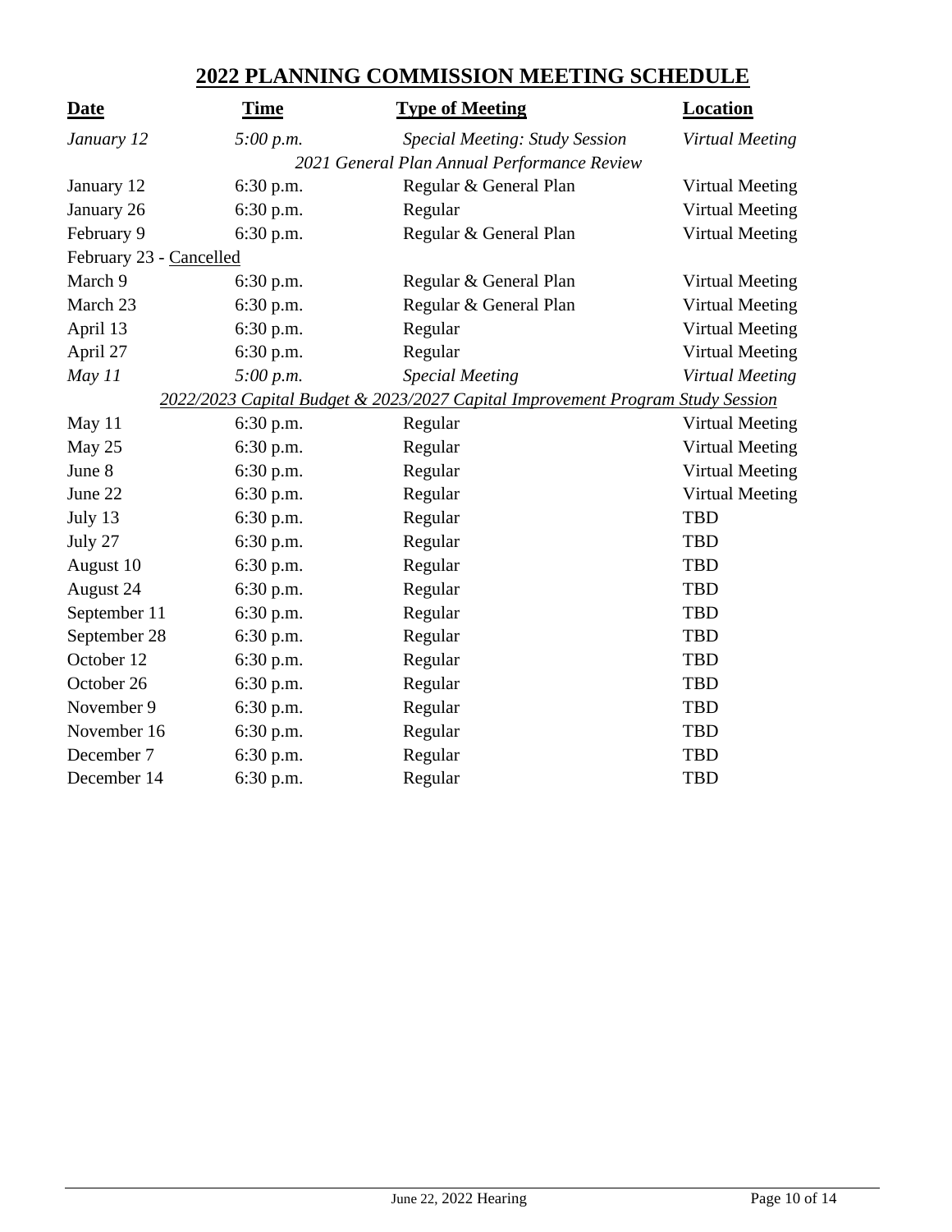# 2022 PLANNING COMMISSION MEETING SCHEDULE

| Date | Time | Type of Meeting | Location |
|---|---|---|---|
| *January 12* | *5:00 p.m.* | *Special Meeting: Study Session* | *Virtual Meeting* |
| | | *2021 General Plan Annual Performance Review* | |
| January 12 | 6:30 p.m. | Regular & General Plan | Virtual Meeting |
| January 26 | 6:30 p.m. | Regular | Virtual Meeting |
| February 9 | 6:30 p.m. | Regular & General Plan | Virtual Meeting |
| February 23 - Cancelled | | | |
| March 9 | 6:30 p.m. | Regular & General Plan | Virtual Meeting |
| March 23 | 6:30 p.m. | Regular & General Plan | Virtual Meeting |
| April 13 | 6:30 p.m. | Regular | Virtual Meeting |
| April 27 | 6:30 p.m. | Regular | Virtual Meeting |
| *May 11* | *5:00 p.m.* | *Special Meeting* | *Virtual Meeting* |
| | | *2022/2023 Capital Budget & 2023/2027 Capital Improvement Program Study Session* | |
| May 11 | 6:30 p.m. | Regular | Virtual Meeting |
| May 25 | 6:30 p.m. | Regular | Virtual Meeting |
| June 8 | 6:30 p.m. | Regular | Virtual Meeting |
| June 22 | 6:30 p.m. | Regular | Virtual Meeting |
| July 13 | 6:30 p.m. | Regular | TBD |
| July 27 | 6:30 p.m. | Regular | TBD |
| August 10 | 6:30 p.m. | Regular | TBD |
| August 24 | 6:30 p.m. | Regular | TBD |
| September 11 | 6:30 p.m. | Regular | TBD |
| September 28 | 6:30 p.m. | Regular | TBD |
| October 12 | 6:30 p.m. | Regular | TBD |
| October 26 | 6:30 p.m. | Regular | TBD |
| November 9 | 6:30 p.m. | Regular | TBD |
| November 16 | 6:30 p.m. | Regular | TBD |
| December 7 | 6:30 p.m. | Regular | TBD |
| December 14 | 6:30 p.m. | Regular | TBD |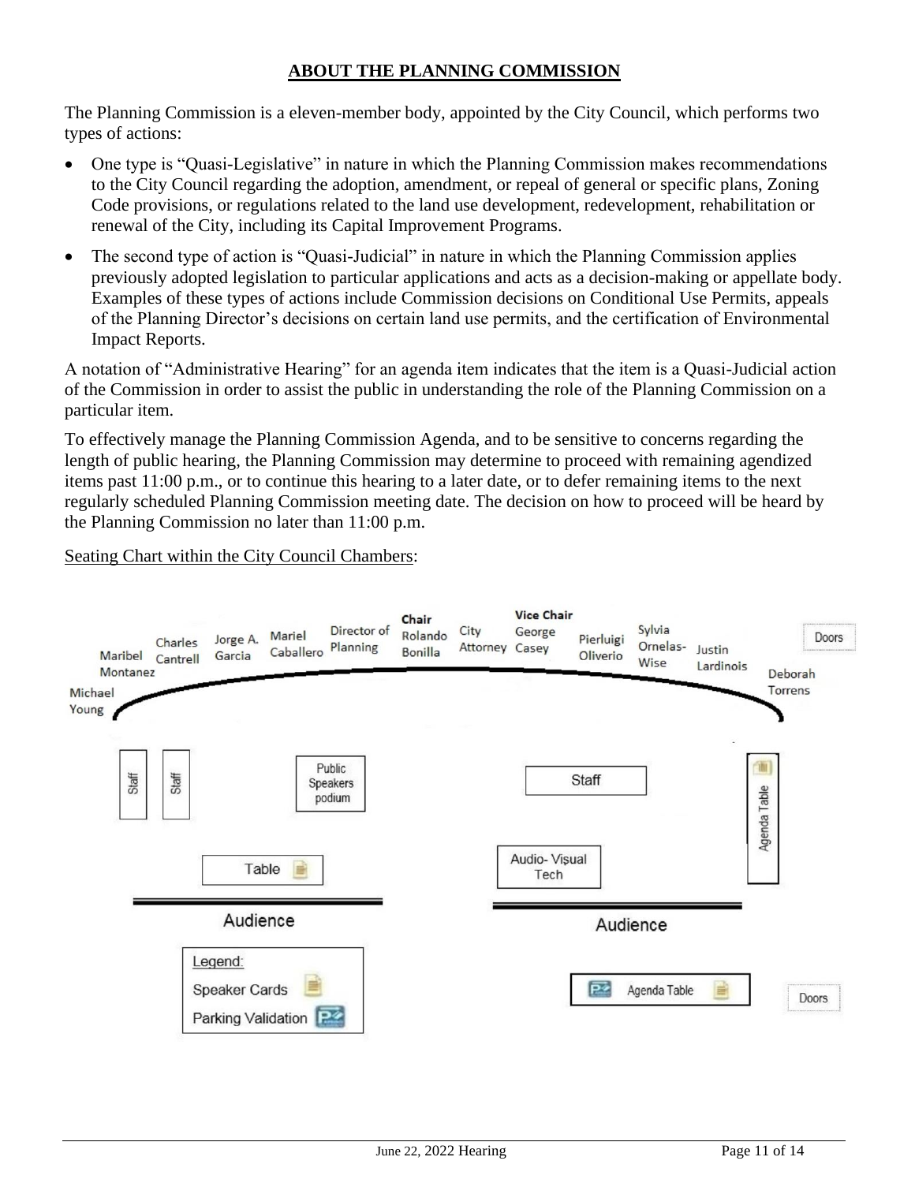# ABOUT THE PLANNING COMMISSION

The Planning Commission is a eleven-member body, appointed by the City Council, which performs two types of actions:

- One type is "Quasi-Legislative" in nature in which the Planning Commission makes recommendations to the City Council regarding the adoption, amendment, or repeal of general or specific plans, Zoning Code provisions, or regulations related to the land use development, redevelopment, rehabilitation or renewal of the City, including its Capital Improvement Programs.
- The second type of action is "Quasi-Judicial" in nature in which the Planning Commission applies previously adopted legislation to particular applications and acts as a decision-making or appellate body. Examples of these types of actions include Commission decisions on Conditional Use Permits, appeals of the Planning Director's decisions on certain land use permits, and the certification of Environmental Impact Reports.

A notation of "Administrative Hearing" for an agenda item indicates that the item is a Quasi-Judicial action of the Commission in order to assist the public in understanding the role of the Planning Commission on a particular item.

To effectively manage the Planning Commission Agenda, and to be sensitive to concerns regarding the length of public hearing, the Planning Commission may determine to proceed with remaining agendized items past 11:00 p.m., or to continue this hearing to a later date, or to defer remaining items to the next regularly scheduled Planning Commission meeting date. The decision on how to proceed will be heard by the Planning Commission no later than 11:00 p.m.

Seating Chart within the City Council Chambers:

Michael Young | Maribel Montanez | Charles Cantrell | Jorge A. Garcia | Mariel Caballero | Director of Planning | **Chair** Rolando Bonilla | City Attorney | **Vice Chair** George Casey | Pierluigi Oliverio | Sylvia Ornelas-Wise | Justin Lardinois | Deborah Torrens

Doors

Staff | Staff | Public Speakers podium | Staff | Agenda Table

Table | Audio- Visual Tech

Audience | Audience

Legend:
Speaker Cards
Parking Validation

Agenda Table | Doors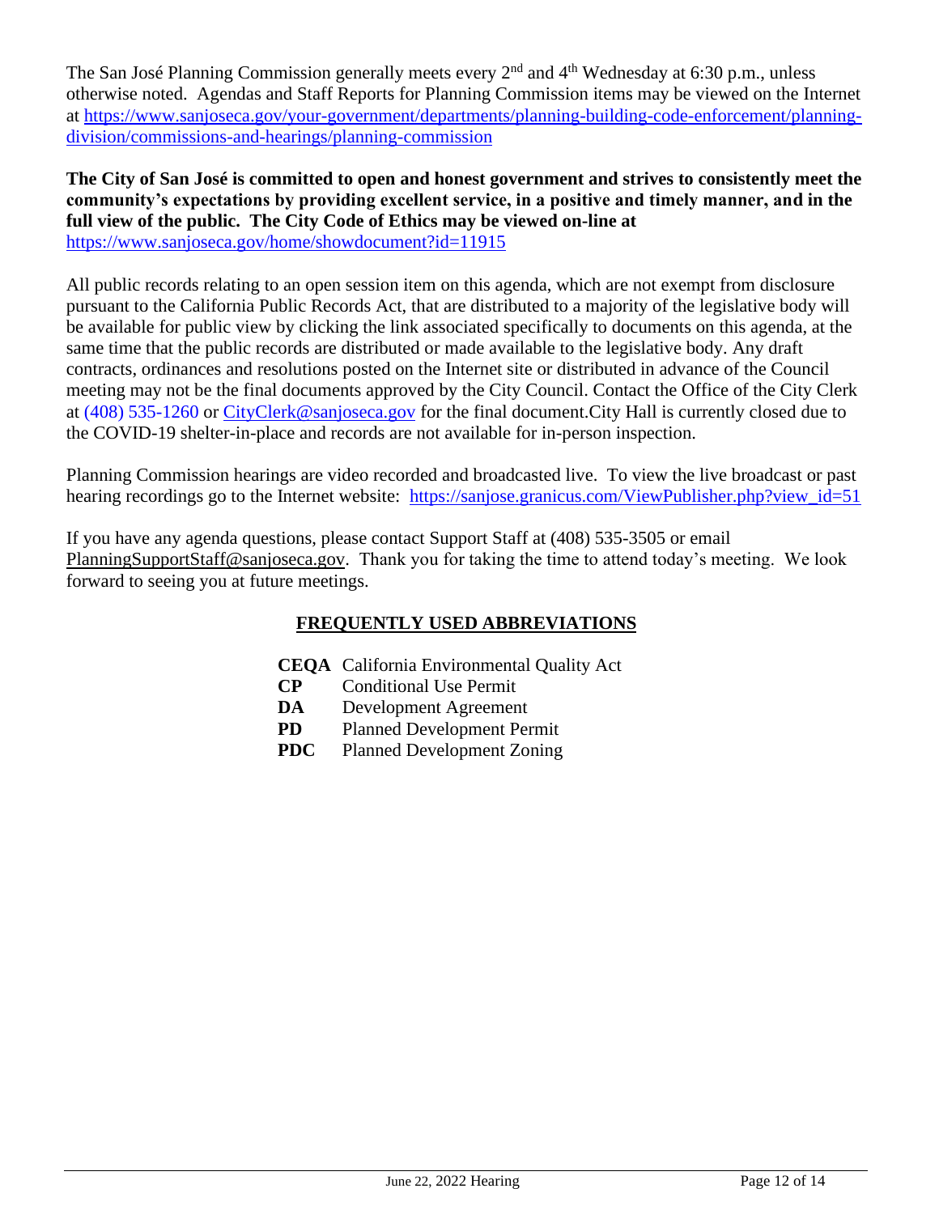The San José Planning Commission generally meets every 2nd and 4th Wednesday at 6:30 p.m., unless otherwise noted. Agendas and Staff Reports for Planning Commission items may be viewed on the Internet at https://www.sanjoseca.gov/your-government/departments/planning-building-code-enforcement/planning-division/commissions-and-hearings/planning-commission

**The City of San José is committed to open and honest government and strives to consistently meet the community's expectations by providing excellent service, in a positive and timely manner, and in the full view of the public. The City Code of Ethics may be viewed on-line at** https://www.sanjoseca.gov/home/showdocument?id=11915

All public records relating to an open session item on this agenda, which are not exempt from disclosure pursuant to the California Public Records Act, that are distributed to a majority of the legislative body will be available for public view by clicking the link associated specifically to documents on this agenda, at the same time that the public records are distributed or made available to the legislative body. Any draft contracts, ordinances and resolutions posted on the Internet site or distributed in advance of the Council meeting may not be the final documents approved by the City Council. Contact the Office of the City Clerk at (408) 535-1260 or CityClerk@sanjoseca.gov for the final document.City Hall is currently closed due to the COVID-19 shelter-in-place and records are not available for in-person inspection.

Planning Commission hearings are video recorded and broadcasted live. To view the live broadcast or past hearing recordings go to the Internet website: https://sanjose.granicus.com/ViewPublisher.php?view_id=51

If you have any agenda questions, please contact Support Staff at (408) 535-3505 or email PlanningSupportStaff@sanjoseca.gov. Thank you for taking the time to attend today's meeting. We look forward to seeing you at future meetings.

## FREQUENTLY USED ABBREVIATIONS

**CEQA** California Environmental Quality Act
**CP** Conditional Use Permit
**DA** Development Agreement
**PD** Planned Development Permit
**PDC** Planned Development Zoning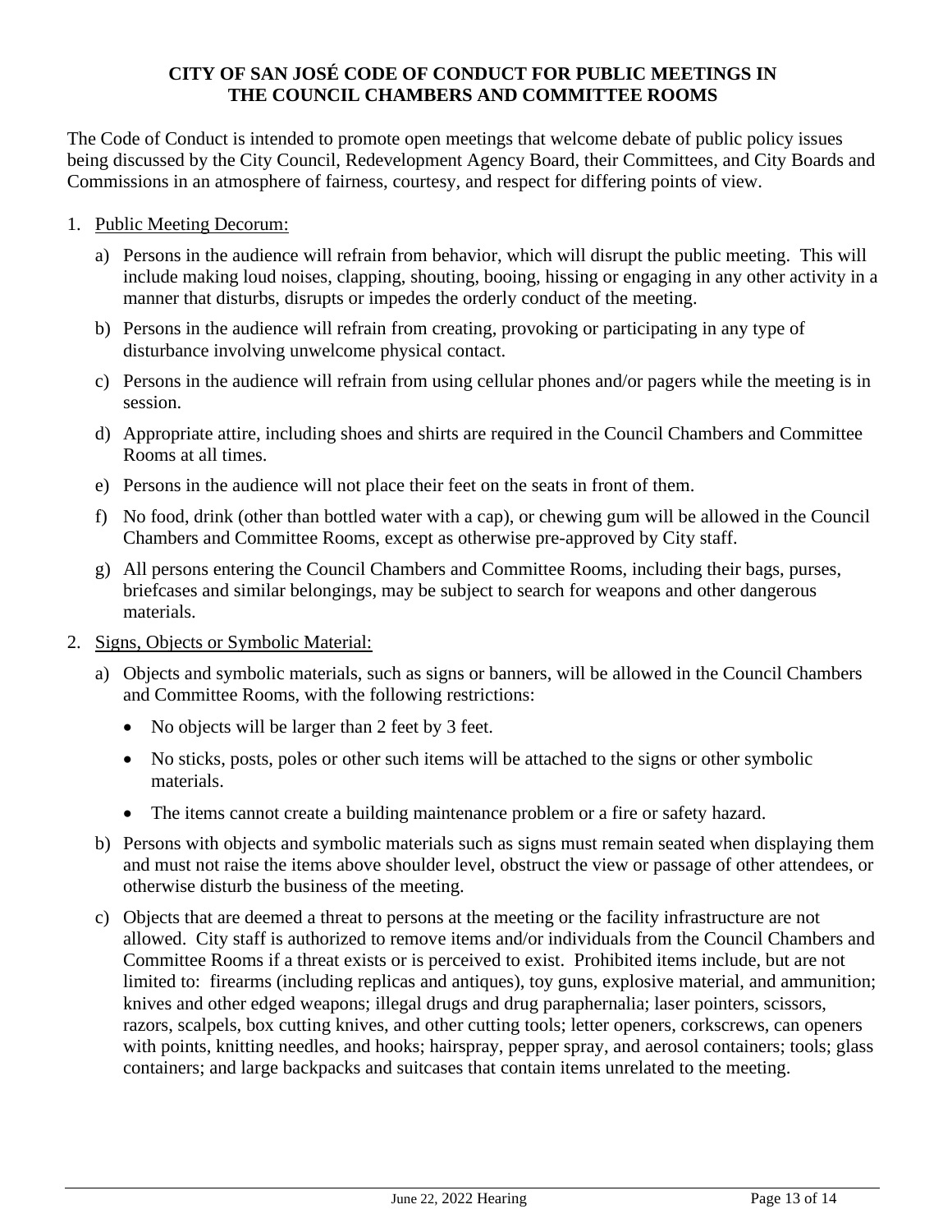# CITY OF SAN JOSÉ CODE OF CONDUCT FOR PUBLIC MEETINGS IN THE COUNCIL CHAMBERS AND COMMITTEE ROOMS

The Code of Conduct is intended to promote open meetings that welcome debate of public policy issues being discussed by the City Council, Redevelopment Agency Board, their Committees, and City Boards and Commissions in an atmosphere of fairness, courtesy, and respect for differing points of view.

1. Public Meeting Decorum:
   a) Persons in the audience will refrain from behavior, which will disrupt the public meeting. This will include making loud noises, clapping, shouting, booing, hissing or engaging in any other activity in a manner that disturbs, disrupts or impedes the orderly conduct of the meeting.
   b) Persons in the audience will refrain from creating, provoking or participating in any type of disturbance involving unwelcome physical contact.
   c) Persons in the audience will refrain from using cellular phones and/or pagers while the meeting is in session.
   d) Appropriate attire, including shoes and shirts are required in the Council Chambers and Committee Rooms at all times.
   e) Persons in the audience will not place their feet on the seats in front of them.
   f) No food, drink (other than bottled water with a cap), or chewing gum will be allowed in the Council Chambers and Committee Rooms, except as otherwise pre-approved by City staff.
   g) All persons entering the Council Chambers and Committee Rooms, including their bags, purses, briefcases and similar belongings, may be subject to search for weapons and other dangerous materials.

2. Signs, Objects or Symbolic Material:
   a) Objects and symbolic materials, such as signs or banners, will be allowed in the Council Chambers and Committee Rooms, with the following restrictions:
      - No objects will be larger than 2 feet by 3 feet.
      - No sticks, posts, poles or other such items will be attached to the signs or other symbolic materials.
      - The items cannot create a building maintenance problem or a fire or safety hazard.
   b) Persons with objects and symbolic materials such as signs must remain seated when displaying them and must not raise the items above shoulder level, obstruct the view or passage of other attendees, or otherwise disturb the business of the meeting.
   c) Objects that are deemed a threat to persons at the meeting or the facility infrastructure are not allowed. City staff is authorized to remove items and/or individuals from the Council Chambers and Committee Rooms if a threat exists or is perceived to exist. Prohibited items include, but are not limited to: firearms (including replicas and antiques), toy guns, explosive material, and ammunition; knives and other edged weapons; illegal drugs and drug paraphernalia; laser pointers, scissors, razors, scalpels, box cutting knives, and other cutting tools; letter openers, corkscrews, can openers with points, knitting needles, and hooks; hairspray, pepper spray, and aerosol containers; tools; glass containers; and large backpacks and suitcases that contain items unrelated to the meeting.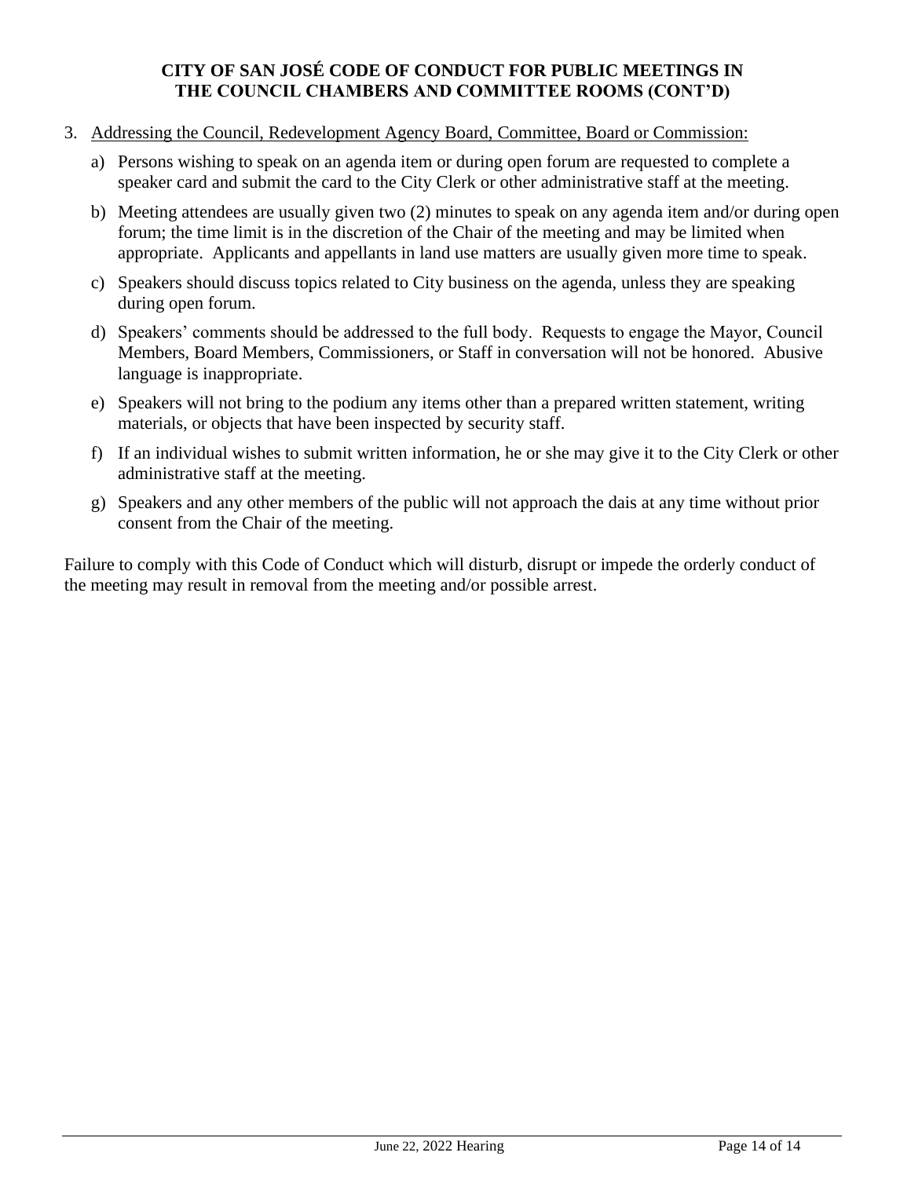**CITY OF SAN JOSÉ CODE OF CONDUCT FOR PUBLIC MEETINGS IN THE COUNCIL CHAMBERS AND COMMITTEE ROOMS (CONT'D)**

3. Addressing the Council, Redevelopment Agency Board, Committee, Board or Commission:

    a) Persons wishing to speak on an agenda item or during open forum are requested to complete a speaker card and submit the card to the City Clerk or other administrative staff at the meeting.

    b) Meeting attendees are usually given two (2) minutes to speak on any agenda item and/or during open forum; the time limit is in the discretion of the Chair of the meeting and may be limited when appropriate. Applicants and appellants in land use matters are usually given more time to speak.

    c) Speakers should discuss topics related to City business on the agenda, unless they are speaking during open forum.

    d) Speakers' comments should be addressed to the full body. Requests to engage the Mayor, Council Members, Board Members, Commissioners, or Staff in conversation will not be honored. Abusive language is inappropriate.

    e) Speakers will not bring to the podium any items other than a prepared written statement, writing materials, or objects that have been inspected by security staff.

    f) If an individual wishes to submit written information, he or she may give it to the City Clerk or other administrative staff at the meeting.

    g) Speakers and any other members of the public will not approach the dais at any time without prior consent from the Chair of the meeting.

Failure to comply with this Code of Conduct which will disturb, disrupt or impede the orderly conduct of the meeting may result in removal from the meeting and/or possible arrest.